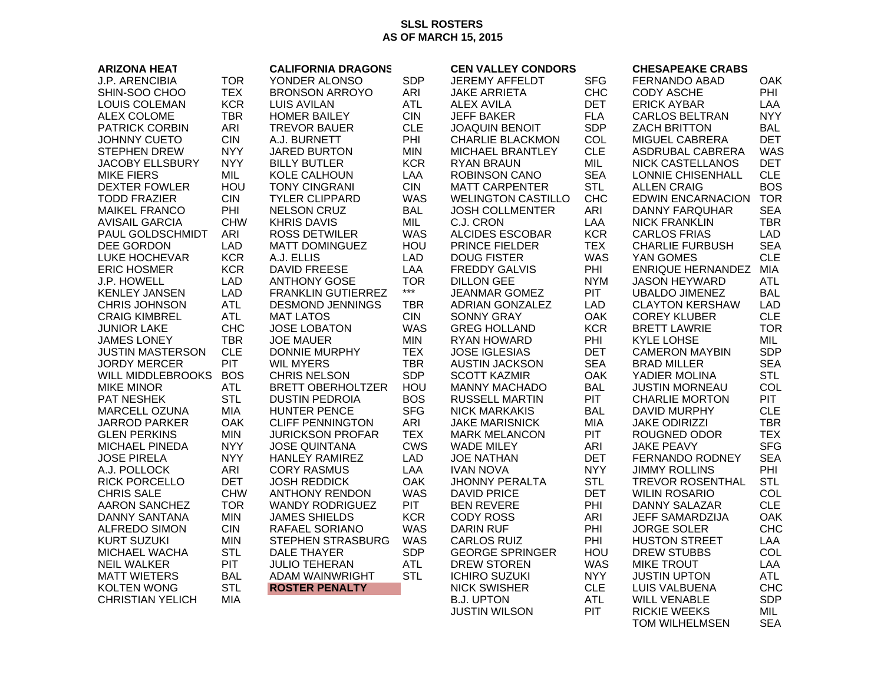**SLSL ROSTERS**
**AS OF MARCH 15, 2015**

| ARIZONA HEAT | | CALIFORNIA DRAGONS | | CEN VALLEY CONDORS | | CHESAPEAKE CRABS | |
|---|---|---|---|---|---|---|---|
| J.P. ARENCIBIA | TOR | YONDER ALONSO | SDP | JEREMY AFFELDT | SFG | FERNANDO ABAD | OAK |
| SHIN-SOO CHOO | TEX | BRONSON ARROYO | ARI | JAKE ARRIETA | CHC | CODY ASCHE | PHI |
| LOUIS COLEMAN | KCR | LUIS AVILAN | ATL | ALEX AVILA | DET | ERICK AYBAR | LAA |
| ALEX COLOME | TBR | HOMER BAILEY | CIN | JEFF BAKER | FLA | CARLOS BELTRAN | NYY |
| PATRICK CORBIN | ARI | TREVOR BAUER | CLE | JOAQUIN BENOIT | SDP | ZACH BRITTON | BAL |
| JOHNNY CUETO | CIN | A.J. BURNETT | PHI | CHARLIE BLACKMON | COL | MIGUEL CABRERA | DET |
| STEPHEN DREW | NYY | JARED BURTON | MIN | MICHAEL BRANTLEY | CLE | ASDRUBAL CABRERA | WAS |
| JACOBY ELLSBURY | NYY | BILLY BUTLER | KCR | RYAN BRAUN | MIL | NICK CASTELLANOS | DET |
| MIKE FIERS | MIL | KOLE CALHOUN | LAA | ROBINSON CANO | SEA | LONNIE CHISENHALL | CLE |
| DEXTER FOWLER | HOU | TONY CINGRANI | CIN | MATT CARPENTER | STL | ALLEN CRAIG | BOS |
| TODD FRAZIER | CIN | TYLER CLIPPARD | WAS | WELINGTON CASTILLO | CHC | EDWIN ENCARNACION | TOR |
| MAIKEL FRANCO | PHI | NELSON CRUZ | BAL | JOSH COLLMENTER | ARI | DANNY FARQUHAR | SEA |
| AVISAIL GARCIA | CHW | KHRIS DAVIS | MIL | C.J. CRON | LAA | NICK FRANKLIN | TBR |
| PAUL GOLDSCHMIDT | ARI | ROSS DETWILER | WAS | ALCIDES ESCOBAR | KCR | CARLOS FRIAS | LAD |
| DEE GORDON | LAD | MATT DOMINGUEZ | HOU | PRINCE FIELDER | TEX | CHARLIE FURBUSH | SEA |
| LUKE HOCHEVAR | KCR | A.J. ELLIS | LAD | DOUG FISTER | WAS | YAN GOMES | CLE |
| ERIC HOSMER | KCR | DAVID FREESE | LAA | FREDDY GALVIS | PHI | ENRIQUE HERNANDEZ | MIA |
| J.P. HOWELL | LAD | ANTHONY GOSE | TOR | DILLON GEE | NYM | JASON HEYWARD | ATL |
| KENLEY JANSEN | LAD | FRANKLIN GUTIERREZ | *** | JEANMAR GOMEZ | PIT | UBALDO JIMENEZ | BAL |
| CHRIS JOHNSON | ATL | DESMOND JENNINGS | TBR | ADRIAN GONZALEZ | LAD | CLAYTON KERSHAW | LAD |
| CRAIG KIMBREL | ATL | MAT LATOS | CIN | SONNY GRAY | OAK | COREY KLUBER | CLE |
| JUNIOR LAKE | CHC | JOSE LOBATON | WAS | GREG HOLLAND | KCR | BRETT LAWRIE | TOR |
| JAMES LONEY | TBR | JOE MAUER | MIN | RYAN HOWARD | PHI | KYLE LOHSE | MIL |
| JUSTIN MASTERSON | CLE | DONNIE MURPHY | TEX | JOSE IGLESIAS | DET | CAMERON MAYBIN | SDP |
| JORDY MERCER | PIT | WIL MYERS | TBR | AUSTIN JACKSON | SEA | BRAD MILLER | SEA |
| WILL MIDDLEBROOKS | BOS | CHRIS NELSON | SDP | SCOTT KAZMIR | OAK | YADIER MOLINA | STL |
| MIKE MINOR | ATL | BRETT OBERHOLTZER | HOU | MANNY MACHADO | BAL | JUSTIN MORNEAU | COL |
| PAT NESHEK | STL | DUSTIN PEDROIA | BOS | RUSSELL MARTIN | PIT | CHARLIE MORTON | PIT |
| MARCELL OZUNA | MIA | HUNTER PENCE | SFG | NICK MARKAKIS | BAL | DAVID MURPHY | CLE |
| JARROD PARKER | OAK | CLIFF PENNINGTON | ARI | JAKE MARISNICK | MIA | JAKE ODIRIZZI | TBR |
| GLEN PERKINS | MIN | JURICKSON PROFAR | TEX | MARK MELANCON | PIT | ROUGNED ODOR | TEX |
| MICHAEL PINEDA | NYY | JOSE QUINTANA | CWS | WADE MILEY | ARI | JAKE PEAVY | SFG |
| JOSE PIRELA | NYY | HANLEY RAMIREZ | LAD | JOE NATHAN | DET | FERNANDO RODNEY | SEA |
| A.J. POLLOCK | ARI | CORY RASMUS | LAA | IVAN NOVA | NYY | JIMMY ROLLINS | PHI |
| RICK PORCELLO | DET | JOSH REDDICK | OAK | JHONNY PERALTA | STL | TREVOR ROSENTHAL | STL |
| CHRIS SALE | CHW | ANTHONY RENDON | WAS | DAVID PRICE | DET | WILIN ROSARIO | COL |
| AARON SANCHEZ | TOR | WANDY RODRIGUEZ | PIT | BEN REVERE | PHI | DANNY SALAZAR | CLE |
| DANNY SANTANA | MIN | JAMES SHIELDS | KCR | CODY ROSS | ARI | JEFF SAMARDZIJA | OAK |
| ALFREDO SIMON | CIN | RAFAEL SORIANO | WAS | DARIN RUF | PHI | JORGE SOLER | CHC |
| KURT SUZUKI | MIN | STEPHEN STRASBURG | WAS | CARLOS RUIZ | PHI | HUSTON STREET | LAA |
| MICHAEL WACHA | STL | DALE THAYER | SDP | GEORGE SPRINGER | HOU | DREW STUBBS | COL |
| NEIL WALKER | PIT | JULIO TEHERAN | ATL | DREW STOREN | WAS | MIKE TROUT | LAA |
| MATT WIETERS | BAL | ADAM WAINWRIGHT | STL | ICHIRO SUZUKI | NYY | JUSTIN UPTON | ATL |
| KOLTEN WONG | STL | **ROSTER PENALTY** | | NICK SWISHER | CLE | LUIS VALBUENA | CHC |
| CHRISTIAN YELICH | MIA | | | B.J. UPTON | ATL | WILL VENABLE | SDP |
| | | | | JUSTIN WILSON | PIT | RICKIE WEEKS | MIL |
| | | | | | | TOM WILHELMSEN | SEA |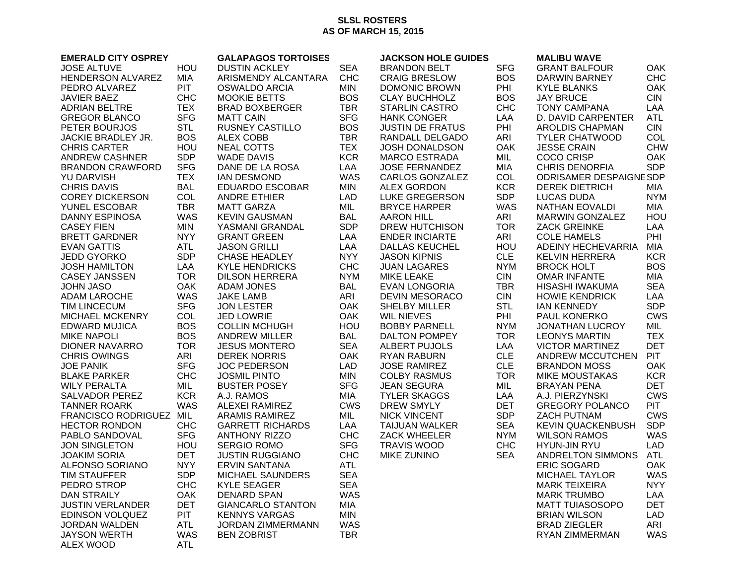# SLSL ROSTERS
## AS OF MARCH 15, 2015

### EMERALD CITY OSPREY

| Player | Team |
|---|---|
| JOSE ALTUVE | HOU |
| HENDERSON ALVAREZ | MIA |
| PEDRO ALVAREZ | PIT |
| JAVIER BAEZ | CHC |
| ADRIAN BELTRE | TEX |
| GREGOR BLANCO | SFG |
| PETER BOURJOS | STL |
| JACKIE BRADLEY JR. | BOS |
| CHRIS CARTER | HOU |
| ANDREW CASHNER | SDP |
| BRANDON CRAWFORD | SFG |
| YU DARVISH | TEX |
| CHRIS DAVIS | BAL |
| COREY DICKERSON | COL |
| YUNEL ESCOBAR | TBR |
| DANNY ESPINOSA | WAS |
| CASEY FIEN | MIN |
| BRETT GARDNER | NYY |
| EVAN GATTIS | ATL |
| JEDD GYORKO | SDP |
| JOSH HAMILTON | LAA |
| CASEY JANSSEN | TOR |
| JOHN JASO | OAK |
| ADAM LAROCHE | WAS |
| TIM LINCECUM | SFG |
| MICHAEL MCKENRY | COL |
| EDWARD MUJICA | BOS |
| MIKE NAPOLI | BOS |
| DIONER NAVARRO | TOR |
| CHRIS OWINGS | ARI |
| JOE PANIK | SFG |
| BLAKE PARKER | CHC |
| WILY PERALTA | MIL |
| SALVADOR PEREZ | KCR |
| TANNER ROARK | WAS |
| FRANCISCO RODRIGUEZ | MIL |
| HECTOR RONDON | CHC |
| PABLO SANDOVAL | SFG |
| JON SINGLETON | HOU |
| JOAKIM SORIA | DET |
| ALFONSO SORIANO | NYY |
| TIM STAUFFER | SDP |
| PEDRO STROP | CHC |
| DAN STRAILY | OAK |
| JUSTIN VERLANDER | DET |
| EDINSON VOLQUEZ | PIT |
| JORDAN WALDEN | ATL |
| JAYSON WERTH | WAS |
| ALEX WOOD | ATL |

### GALAPAGOS TORTOISES

| Player | Team |
|---|---|
| DUSTIN ACKLEY | SEA |
| ARISMENDY ALCANTARA | CHC |
| OSWALDO ARCIA | MIN |
| MOOKIE BETTS | BOS |
| BRAD BOXBERGER | TBR |
| MATT CAIN | SFG |
| RUSNEY CASTILLO | BOS |
| ALEX COBB | TBR |
| NEAL COTTS | TEX |
| WADE DAVIS | KCR |
| DANE DE LA ROSA | LAA |
| IAN DESMOND | WAS |
| EDUARDO ESCOBAR | MIN |
| ANDRE ETHIER | LAD |
| MATT GARZA | MIL |
| KEVIN GAUSMAN | BAL |
| YASMANI GRANDAL | SDP |
| GRANT GREEN | LAA |
| JASON GRILLI | LAA |
| CHASE HEADLEY | NYY |
| KYLE HENDRICKS | CHC |
| DILSON HERRERA | NYM |
| ADAM JONES | BAL |
| JAKE LAMB | ARI |
| JON LESTER | OAK |
| JED LOWRIE | OAK |
| COLLIN MCHUGH | HOU |
| ANDREW MILLER | BAL |
| JESUS MONTERO | SEA |
| DEREK NORRIS | OAK |
| JOC PEDERSON | LAD |
| JOSMIL PINTO | MIN |
| BUSTER POSEY | SFG |
| A.J. RAMOS | MIA |
| ALEXEI RAMIREZ | CWS |
| ARAMIS RAMIREZ | MIL |
| GARRETT RICHARDS | LAA |
| ANTHONY RIZZO | CHC |
| SERGIO ROMO | SFG |
| JUSTIN RUGGIANO | CHC |
| ERVIN SANTANA | ATL |
| MICHAEL SAUNDERS | SEA |
| KYLE SEAGER | SEA |
| DENARD SPAN | WAS |
| GIANCARLO STANTON | MIA |
| KENNYS VARGAS | MIN |
| JORDAN ZIMMERMANN | WAS |
| BEN ZOBRIST | TBR |

### JACKSON HOLE GUIDES

| Player | Team |
|---|---|
| BRANDON BELT | SFG |
| CRAIG BRESLOW | BOS |
| DOMONIC BROWN | PHI |
| CLAY BUCHHOLZ | BOS |
| STARLIN CASTRO | CHC |
| HANK CONGER | LAA |
| JUSTIN DE FRATUS | PHI |
| RANDALL DELGADO | ARI |
| JOSH DONALDSON | OAK |
| MARCO ESTRADA | MIL |
| JOSE FERNANDEZ | MIA |
| CARLOS GONZALEZ | COL |
| ALEX GORDON | KCR |
| LUKE GREGERSON | SDP |
| BRYCE HARPER | WAS |
| AARON HILL | ARI |
| DREW HUTCHISON | TOR |
| ENDER INCIARTE | ARI |
| DALLAS KEUCHEL | HOU |
| JASON KIPNIS | CLE |
| JUAN LAGARES | NYM |
| MIKE LEAKE | CIN |
| EVAN LONGORIA | TBR |
| DEVIN MESORACO | CIN |
| SHELBY MILLER | STL |
| WIL NIEVES | PHI |
| BOBBY PARNELL | NYM |
| DALTON POMPEY | TOR |
| ALBERT PUJOLS | LAA |
| RYAN RABURN | CLE |
| JOSE RAMIREZ | CLE |
| COLBY RASMUS | TOR |
| JEAN SEGURA | MIL |
| TYLER SKAGGS | LAA |
| DREW SMYLY | DET |
| NICK VINCENT | SDP |
| TAIJUAN WALKER | SEA |
| ZACK WHEELER | NYM |
| TRAVIS WOOD | CHC |
| MIKE ZUNINO | SEA |

### MALIBU WAVE

| Player | Team |
|---|---|
| GRANT BALFOUR | OAK |
| DARWIN BARNEY | CHC |
| KYLE BLANKS | OAK |
| JAY BRUCE | CIN |
| TONY CAMPANA | LAA |
| D. DAVID CARPENTER | ATL |
| AROLDIS CHAPMAN | CIN |
| TYLER CHATWOOD | COL |
| JESSE CRAIN | CHW |
| COCO CRISP | OAK |
| CHRIS DENORFIA | SDP |
| ODRISAMER DESPAIGNE | SDP |
| DEREK DIETRICH | MIA |
| LUCAS DUDA | NYM |
| NATHAN EOVALDI | MIA |
| MARWIN GONZALEZ | HOU |
| ZACK GREINKE | LAA |
| COLE HAMELS | PHI |
| ADEINY HECHEVARRIA | MIA |
| KELVIN HERRERA | KCR |
| BROCK HOLT | BOS |
| OMAR INFANTE | MIA |
| HISASHI IWAKUMA | SEA |
| HOWIE KENDRICK | LAA |
| IAN KENNEDY | SDP |
| PAUL KONERKO | CWS |
| JONATHAN LUCROY | MIL |
| LEONYS MARTIN | TEX |
| VICTOR MARTINEZ | DET |
| ANDREW MCCUTCHEN | PIT |
| BRANDON MOSS | OAK |
| MIKE MOUSTAKAS | KCR |
| BRAYAN PENA | DET |
| A.J. PIERZYNSKI | CWS |
| GREGORY POLANCO | PIT |
| ZACH PUTNAM | CWS |
| KEVIN QUACKENBUSH | SDP |
| WILSON RAMOS | WAS |
| HYUN-JIN RYU | LAD |
| ANDRELTON SIMMONS | ATL |
| ERIC SOGARD | OAK |
| MICHAEL TAYLOR | WAS |
| MARK TEIXEIRA | NYY |
| MARK TRUMBO | LAA |
| MATT TUIASOSOPO | DET |
| BRIAN WILSON | LAD |
| BRAD ZIEGLER | ARI |
| RYAN ZIMMERMAN | WAS |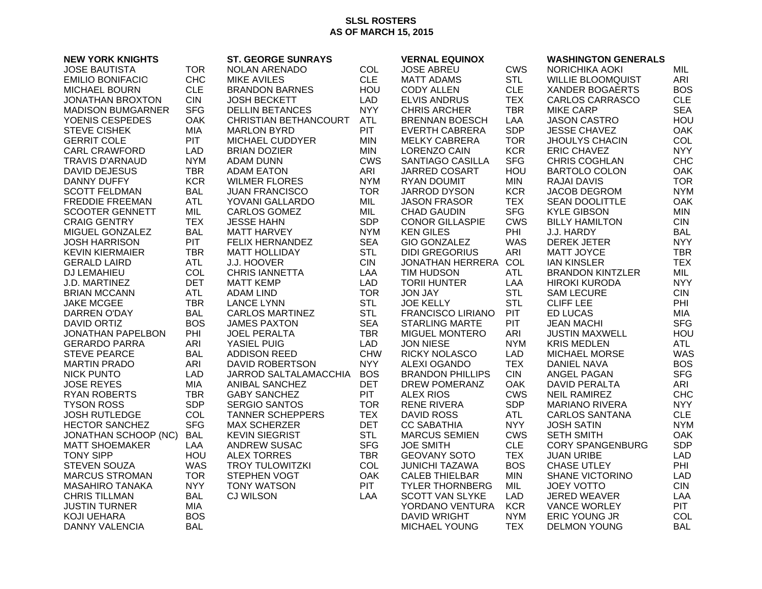**SLSL ROSTERS**
**AS OF MARCH 15, 2015**

| NEW YORK KNIGHTS | | ST. GEORGE SUNRAYS | | VERNAL EQUINOX | | WASHINGTON GENERALS | |
|---|---|---|---|---|---|---|---|
| JOSE BAUTISTA | TOR | NOLAN ARENADO | COL | JOSE ABREU | CWS | NORICHIKA AOKI | MIL |
| EMILIO BONIFACIO | CHC | MIKE AVILES | CLE | MATT ADAMS | STL | WILLIE BLOOMQUIST | ARI |
| MICHAEL BOURN | CLE | BRANDON BARNES | HOU | CODY ALLEN | CLE | XANDER BOGAERTS | BOS |
| JONATHAN BROXTON | CIN | JOSH BECKETT | LAD | ELVIS ANDRUS | TEX | CARLOS CARRASCO | CLE |
| MADISON BUMGARNER | SFG | DELLIN BETANCES | NYY | CHRIS ARCHER | TBR | MIKE CARP | SEA |
| YOENIS CESPEDES | OAK | CHRISTIAN BETHANCOURT | ATL | BRENNAN BOESCH | LAA | JASON CASTRO | HOU |
| STEVE CISHEK | MIA | MARLON BYRD | PIT | EVERTH CABRERA | SDP | JESSE CHAVEZ | OAK |
| GERRIT COLE | PIT | MICHAEL CUDDYER | MIN | MELKY CABRERA | TOR | JHOULYS CHACIN | COL |
| CARL CRAWFORD | LAD | BRIAN DOZIER | MIN | LORENZO CAIN | KCR | ERIC CHAVEZ | NYY |
| TRAVIS D'ARNAUD | NYM | ADAM DUNN | CWS | SANTIAGO CASILLA | SFG | CHRIS COGHLAN | CHC |
| DAVID DEJESUS | TBR | ADAM EATON | ARI | JARRED COSART | HOU | BARTOLO COLON | OAK |
| DANNY DUFFY | KCR | WILMER FLORES | NYM | RYAN DOUMIT | MIN | RAJAI DAVIS | TOR |
| SCOTT FELDMAN | BAL | JUAN FRANCISCO | TOR | JARROD DYSON | KCR | JACOB DEGROM | NYM |
| FREDDIE FREEMAN | ATL | YOVANI GALLARDO | MIL | JASON FRASOR | TEX | SEAN DOOLITTLE | OAK |
| SCOOTER GENNETT | MIL | CARLOS GOMEZ | MIL | CHAD GAUDIN | SFG | KYLE GIBSON | MIN |
| CRAIG GENTRY | TEX | JESSE HAHN | SDP | CONOR GILLASPIE | CWS | BILLY HAMILTON | CIN |
| MIGUEL GONZALEZ | BAL | MATT HARVEY | NYM | KEN GILES | PHI | J.J. HARDY | BAL |
| JOSH HARRISON | PIT | FELIX HERNANDEZ | SEA | GIO GONZALEZ | WAS | DEREK JETER | NYY |
| KEVIN KIERMAIER | TBR | MATT HOLLIDAY | STL | DIDI GREGORIUS | ARI | MATT JOYCE | TBR |
| GERALD LAIRD | ATL | J.J. HOOVER | CIN | JONATHAN HERRERA | COL | IAN KINSLER | TEX |
| DJ LEMAHIEU | COL | CHRIS IANNETTA | LAA | TIM HUDSON | ATL | BRANDON KINTZLER | MIL |
| J.D. MARTINEZ | DET | MATT KEMP | LAD | TORII HUNTER | LAA | HIROKI KURODA | NYY |
| BRIAN MCCANN | ATL | ADAM LIND | TOR | JON JAY | STL | SAM LECURE | CIN |
| JAKE MCGEE | TBR | LANCE LYNN | STL | JOE KELLY | STL | CLIFF LEE | PHI |
| DARREN O'DAY | BAL | CARLOS MARTINEZ | STL | FRANCISCO LIRIANO | PIT | ED LUCAS | MIA |
| DAVID ORTIZ | BOS | JAMES PAXTON | SEA | STARLING MARTE | PIT | JEAN MACHI | SFG |
| JONATHAN PAPELBON | PHI | JOEL PERALTA | TBR | MIGUEL MONTERO | ARI | JUSTIN MAXWELL | HOU |
| GERARDO PARRA | ARI | YASIEL PUIG | LAD | JON NIESE | NYM | KRIS MEDLEN | ATL |
| STEVE PEARCE | BAL | ADDISON REED | CHW | RICKY NOLASCO | LAD | MICHAEL MORSE | WAS |
| MARTIN PRADO | ARI | DAVID ROBERTSON | NYY | ALEXI OGANDO | TEX | DANIEL NAVA | BOS |
| NICK PUNTO | LAD | JARROD SALTALAMACCHIA | BOS | BRANDON PHILLIPS | CIN | ANGEL PAGAN | SFG |
| JOSE REYES | MIA | ANIBAL SANCHEZ | DET | DREW POMERANZ | OAK | DAVID PERALTA | ARI |
| RYAN ROBERTS | TBR | GABY SANCHEZ | PIT | ALEX RIOS | CWS | NEIL RAMIREZ | CHC |
| TYSON ROSS | SDP | SERGIO SANTOS | TOR | RENE RIVERA | SDP | MARIANO RIVERA | NYY |
| JOSH RUTLEDGE | COL | TANNER SCHEPPERS | TEX | DAVID ROSS | ATL | CARLOS SANTANA | CLE |
| HECTOR SANCHEZ | SFG | MAX SCHERZER | DET | CC SABATHIA | NYY | JOSH SATIN | NYM |
| JONATHAN SCHOOP (NC) | BAL | KEVIN SIEGRIST | STL | MARCUS SEMIEN | CWS | SETH SMITH | OAK |
| MATT SHOEMAKER | LAA | ANDREW SUSAC | SFG | JOE SMITH | CLE | CORY SPANGENBURG | SDP |
| TONY SIPP | HOU | ALEX TORRES | TBR | GEOVANY SOTO | TEX | JUAN URIBE | LAD |
| STEVEN SOUZA | WAS | TROY TULOWITZKI | COL | JUNICHI TAZAWA | BOS | CHASE UTLEY | PHI |
| MARCUS STROMAN | TOR | STEPHEN VOGT | OAK | CALEB THIELBAR | MIN | SHANE VICTORINO | LAD |
| MASAHIRO TANAKA | NYY | TONY WATSON | PIT | TYLER THORNBERG | MIL | JOEY VOTTO | CIN |
| CHRIS TILLMAN | BAL | CJ WILSON | LAA | SCOTT VAN SLYKE | LAD | JERED WEAVER | LAA |
| JUSTIN TURNER | MIA | | | YORDANO VENTURA | KCR | VANCE WORLEY | PIT |
| KOJI UEHARA | BOS | | | DAVID WRIGHT | NYM | ERIC YOUNG JR | COL |
| DANNY VALENCIA | BAL | | | MICHAEL YOUNG | TEX | DELMON YOUNG | BAL |